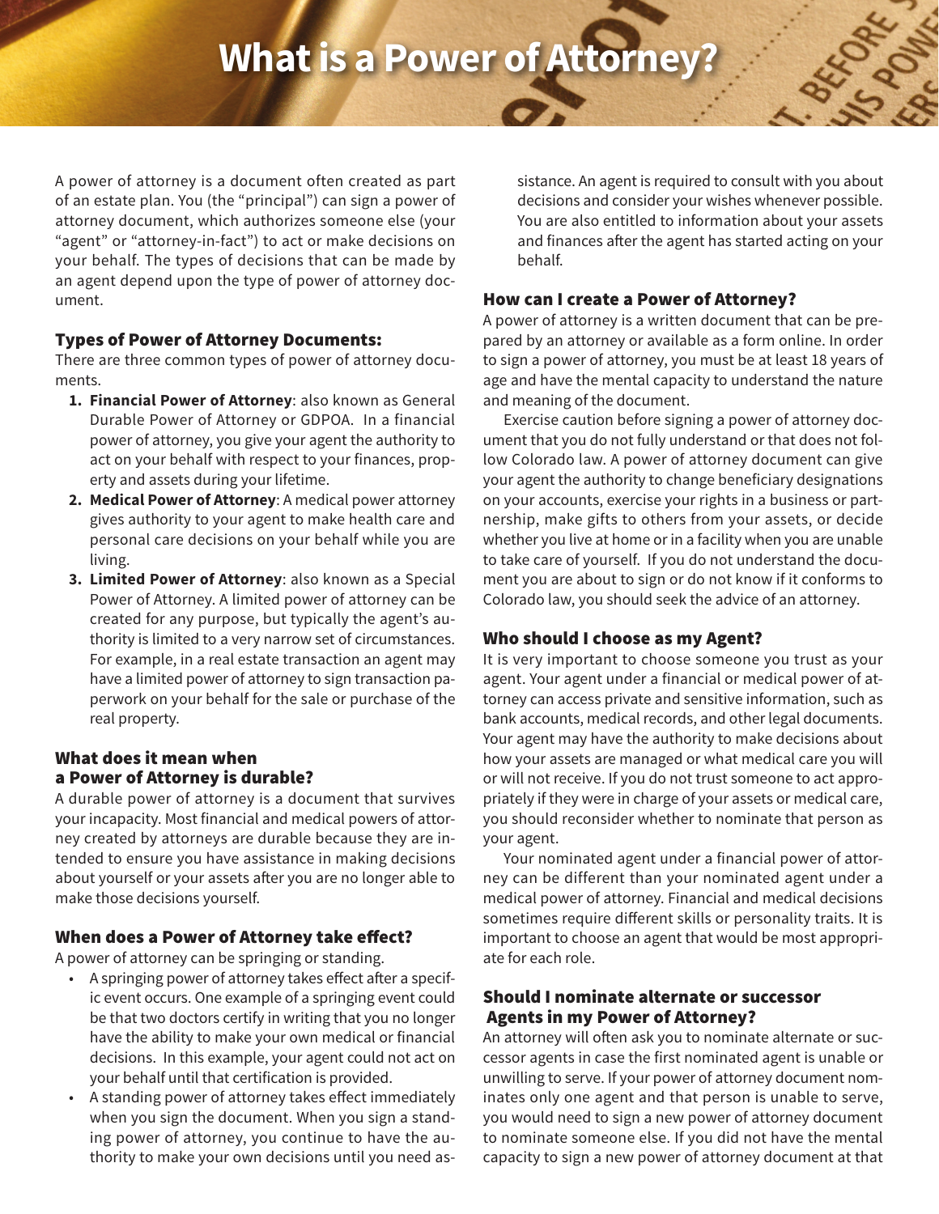# What is a Power of Attorney?

A power of attorney is a document often created as part of an estate plan. You (the "principal") can sign a power of attorney document, which authorizes someone else (your "agent" or "attorney-in-fact") to act or make decisions on your behalf. The types of decisions that can be made by an agent depend upon the type of power of attorney document.

## Types of Power of Attorney Documents:

There are three common types of power of attorney documents.

1. **Financial Power of Attorney**: also known as General Durable Power of Attorney or GDPOA. In a financial power of attorney, you give your agent the authority to act on your behalf with respect to your finances, property and assets during your lifetime.
2. **Medical Power of Attorney**: A medical power attorney gives authority to your agent to make health care and personal care decisions on your behalf while you are living.
3. **Limited Power of Attorney**: also known as a Special Power of Attorney. A limited power of attorney can be created for any purpose, but typically the agent's authority is limited to a very narrow set of circumstances. For example, in a real estate transaction an agent may have a limited power of attorney to sign transaction paperwork on your behalf for the sale or purchase of the real property.

## What does it mean when a Power of Attorney is durable?

A durable power of attorney is a document that survives your incapacity. Most financial and medical powers of attorney created by attorneys are durable because they are intended to ensure you have assistance in making decisions about yourself or your assets after you are no longer able to make those decisions yourself.

## When does a Power of Attorney take effect?

A power of attorney can be springing or standing.

- A springing power of attorney takes effect after a specific event occurs. One example of a springing event could be that two doctors certify in writing that you no longer have the ability to make your own medical or financial decisions. In this example, your agent could not act on your behalf until that certification is provided.
- A standing power of attorney takes effect immediately when you sign the document. When you sign a standing power of attorney, you continue to have the authority to make your own decisions until you need assistance. An agent is required to consult with you about decisions and consider your wishes whenever possible. You are also entitled to information about your assets and finances after the agent has started acting on your behalf.

## How can I create a Power of Attorney?

A power of attorney is a written document that can be prepared by an attorney or available as a form online. In order to sign a power of attorney, you must be at least 18 years of age and have the mental capacity to understand the nature and meaning of the document.

Exercise caution before signing a power of attorney document that you do not fully understand or that does not follow Colorado law. A power of attorney document can give your agent the authority to change beneficiary designations on your accounts, exercise your rights in a business or partnership, make gifts to others from your assets, or decide whether you live at home or in a facility when you are unable to take care of yourself. If you do not understand the document you are about to sign or do not know if it conforms to Colorado law, you should seek the advice of an attorney.

## Who should I choose as my Agent?

It is very important to choose someone you trust as your agent. Your agent under a financial or medical power of attorney can access private and sensitive information, such as bank accounts, medical records, and other legal documents. Your agent may have the authority to make decisions about how your assets are managed or what medical care you will or will not receive. If you do not trust someone to act appropriately if they were in charge of your assets or medical care, you should reconsider whether to nominate that person as your agent.

Your nominated agent under a financial power of attorney can be different than your nominated agent under a medical power of attorney. Financial and medical decisions sometimes require different skills or personality traits. It is important to choose an agent that would be most appropriate for each role.

## Should I nominate alternate or successor Agents in my Power of Attorney?

An attorney will often ask you to nominate alternate or successor agents in case the first nominated agent is unable or unwilling to serve. If your power of attorney document nominates only one agent and that person is unable to serve, you would need to sign a new power of attorney document to nominate someone else. If you did not have the mental capacity to sign a new power of attorney document at that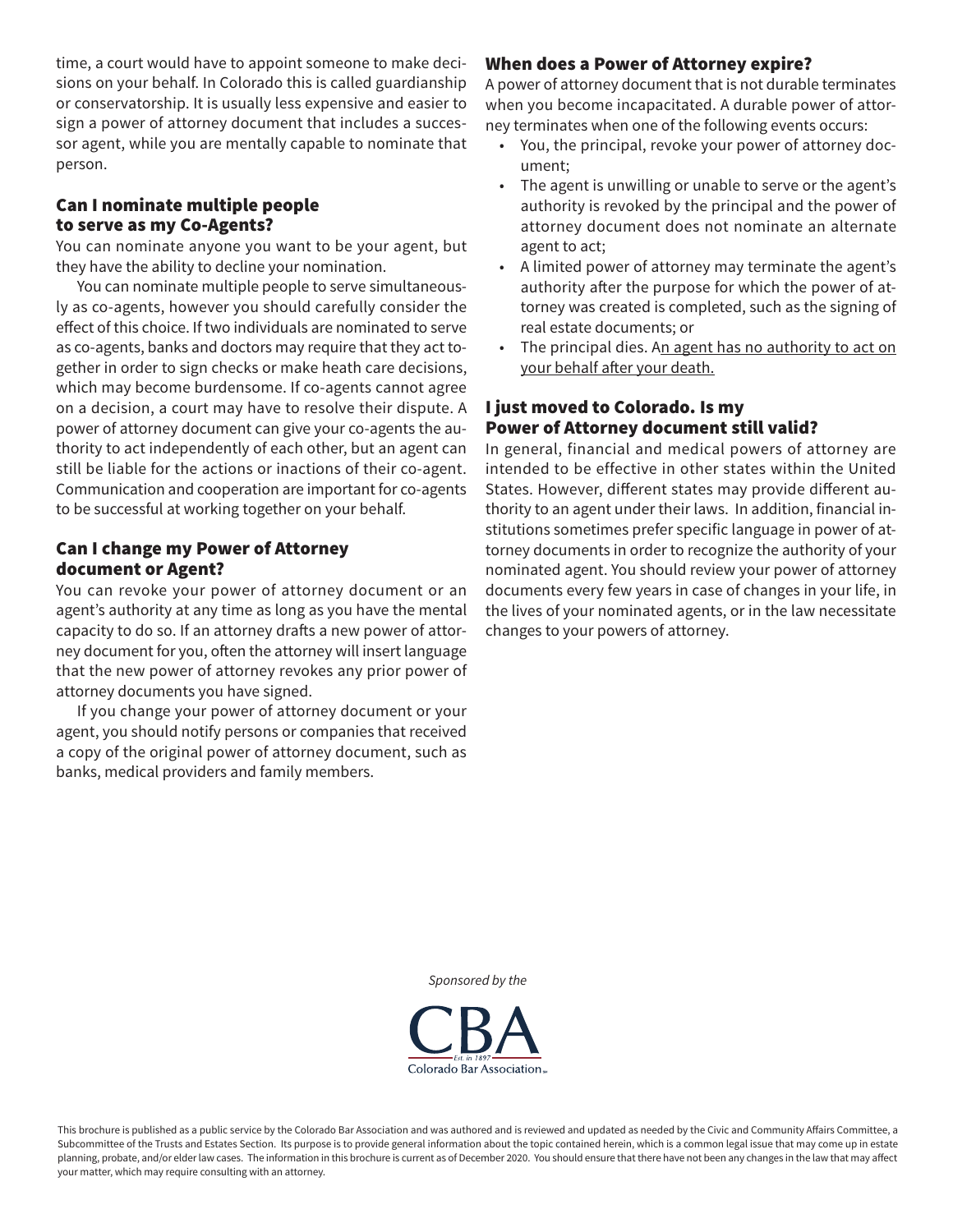time, a court would have to appoint someone to make decisions on your behalf. In Colorado this is called guardianship or conservatorship. It is usually less expensive and easier to sign a power of attorney document that includes a successor agent, while you are mentally capable to nominate that person.

## Can I nominate multiple people to serve as my Co-Agents?

You can nominate anyone you want to be your agent, but they have the ability to decline your nomination.

You can nominate multiple people to serve simultaneously as co-agents, however you should carefully consider the effect of this choice. If two individuals are nominated to serve as co-agents, banks and doctors may require that they act together in order to sign checks or make heath care decisions, which may become burdensome. If co-agents cannot agree on a decision, a court may have to resolve their dispute. A power of attorney document can give your co-agents the authority to act independently of each other, but an agent can still be liable for the actions or inactions of their co-agent. Communication and cooperation are important for co-agents to be successful at working together on your behalf.

## Can I change my Power of Attorney document or Agent?

You can revoke your power of attorney document or an agent's authority at any time as long as you have the mental capacity to do so. If an attorney drafts a new power of attorney document for you, often the attorney will insert language that the new power of attorney revokes any prior power of attorney documents you have signed.

If you change your power of attorney document or your agent, you should notify persons or companies that received a copy of the original power of attorney document, such as banks, medical providers and family members.

## When does a Power of Attorney expire?

A power of attorney document that is not durable terminates when you become incapacitated. A durable power of attorney terminates when one of the following events occurs:

- You, the principal, revoke your power of attorney document;
- The agent is unwilling or unable to serve or the agent's authority is revoked by the principal and the power of attorney document does not nominate an alternate agent to act;
- A limited power of attorney may terminate the agent's authority after the purpose for which the power of attorney was created is completed, such as the signing of real estate documents; or
- The principal dies. An agent has no authority to act on your behalf after your death.

## I just moved to Colorado. Is my Power of Attorney document still valid?

In general, financial and medical powers of attorney are intended to be effective in other states within the United States. However, different states may provide different authority to an agent under their laws. In addition, financial institutions sometimes prefer specific language in power of attorney documents in order to recognize the authority of your nominated agent. You should review your power of attorney documents every few years in case of changes in your life, in the lives of your nominated agents, or in the law necessitate changes to your powers of attorney.

*Sponsored by the*

CBA
Est. in 1897
Colorado Bar Association

This brochure is published as a public service by the Colorado Bar Association and was authored and is reviewed and updated as needed by the Civic and Community Affairs Committee, a Subcommittee of the Trusts and Estates Section. Its purpose is to provide general information about the topic contained herein, which is a common legal issue that may come up in estate planning, probate, and/or elder law cases. The information in this brochure is current as of December 2020. You should ensure that there have not been any changes in the law that may affect your matter, which may require consulting with an attorney.